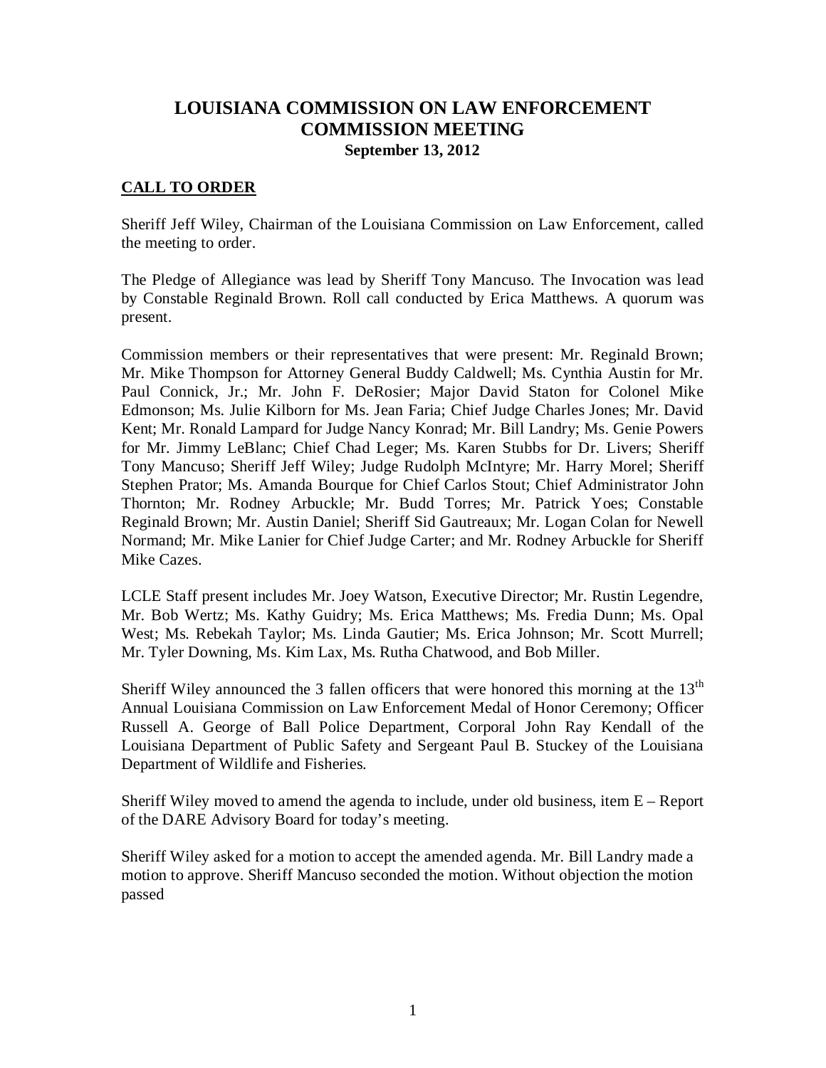# LOUISIANA COMMISSION ON LAW ENFORCEMENT COMMISSION MEETING

**September 13, 2012**

## CALL TO ORDER

Sheriff Jeff Wiley, Chairman of the Louisiana Commission on Law Enforcement, called the meeting to order.

The Pledge of Allegiance was lead by Sheriff Tony Mancuso. The Invocation was lead by Constable Reginald Brown. Roll call conducted by Erica Matthews. A quorum was present.

Commission members or their representatives that were present: Mr. Reginald Brown; Mr. Mike Thompson for Attorney General Buddy Caldwell; Ms. Cynthia Austin for Mr. Paul Connick, Jr.; Mr. John F. DeRosier; Major David Staton for Colonel Mike Edmonson; Ms. Julie Kilborn for Ms. Jean Faria; Chief Judge Charles Jones; Mr. David Kent; Mr. Ronald Lampard for Judge Nancy Konrad; Mr. Bill Landry; Ms. Genie Powers for Mr. Jimmy LeBlanc; Chief Chad Leger; Ms. Karen Stubbs for Dr. Livers; Sheriff Tony Mancuso; Sheriff Jeff Wiley; Judge Rudolph McIntyre; Mr. Harry Morel; Sheriff Stephen Prator; Ms. Amanda Bourque for Chief Carlos Stout; Chief Administrator John Thornton; Mr. Rodney Arbuckle; Mr. Budd Torres; Mr. Patrick Yoes; Constable Reginald Brown; Mr. Austin Daniel; Sheriff Sid Gautreaux; Mr. Logan Colan for Newell Normand; Mr. Mike Lanier for Chief Judge Carter; and Mr. Rodney Arbuckle for Sheriff Mike Cazes.

LCLE Staff present includes Mr. Joey Watson, Executive Director; Mr. Rustin Legendre, Mr. Bob Wertz; Ms. Kathy Guidry; Ms. Erica Matthews; Ms. Fredia Dunn; Ms. Opal West; Ms. Rebekah Taylor; Ms. Linda Gautier; Ms. Erica Johnson; Mr. Scott Murrell; Mr. Tyler Downing, Ms. Kim Lax, Ms. Rutha Chatwood, and Bob Miller.

Sheriff Wiley announced the 3 fallen officers that were honored this morning at the 13th Annual Louisiana Commission on Law Enforcement Medal of Honor Ceremony; Officer Russell A. George of Ball Police Department, Corporal John Ray Kendall of the Louisiana Department of Public Safety and Sergeant Paul B. Stuckey of the Louisiana Department of Wildlife and Fisheries.

Sheriff Wiley moved to amend the agenda to include, under old business, item E – Report of the DARE Advisory Board for today's meeting.

Sheriff Wiley asked for a motion to accept the amended agenda. Mr. Bill Landry made a motion to approve. Sheriff Mancuso seconded the motion. Without objection the motion passed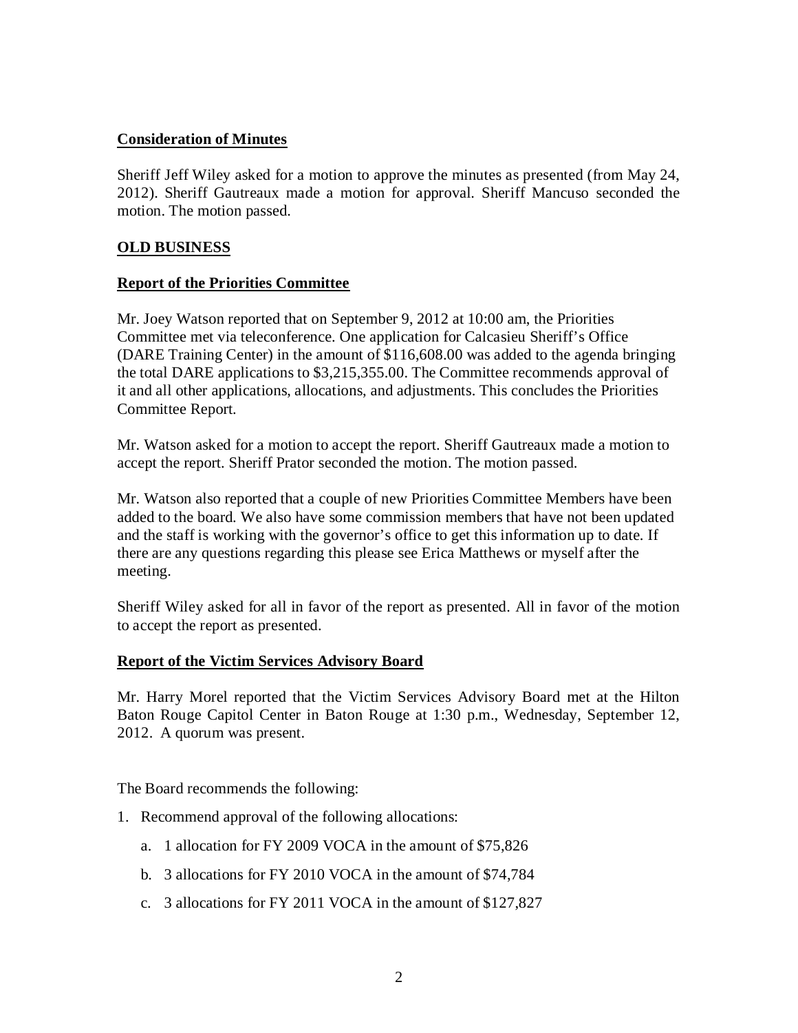**Consideration of Minutes**

Sheriff Jeff Wiley asked for a motion to approve the minutes as presented (from May 24, 2012). Sheriff Gautreaux made a motion for approval. Sheriff Mancuso seconded the motion. The motion passed.

**OLD BUSINESS**

**Report of the Priorities Committee**

Mr. Joey Watson reported that on September 9, 2012 at 10:00 am, the Priorities Committee met via teleconference. One application for Calcasieu Sheriff's Office (DARE Training Center) in the amount of $116,608.00 was added to the agenda bringing the total DARE applications to $3,215,355.00. The Committee recommends approval of it and all other applications, allocations, and adjustments. This concludes the Priorities Committee Report.

Mr. Watson asked for a motion to accept the report. Sheriff Gautreaux made a motion to accept the report. Sheriff Prator seconded the motion. The motion passed.

Mr. Watson also reported that a couple of new Priorities Committee Members have been added to the board. We also have some commission members that have not been updated and the staff is working with the governor's office to get this information up to date. If there are any questions regarding this please see Erica Matthews or myself after the meeting.

Sheriff Wiley asked for all in favor of the report as presented. All in favor of the motion to accept the report as presented.

**Report of the Victim Services Advisory Board**

Mr. Harry Morel reported that the Victim Services Advisory Board met at the Hilton Baton Rouge Capitol Center in Baton Rouge at 1:30 p.m., Wednesday, September 12, 2012. A quorum was present.

The Board recommends the following:

1. Recommend approval of the following allocations:
   a. 1 allocation for FY 2009 VOCA in the amount of $75,826
   b. 3 allocations for FY 2010 VOCA in the amount of $74,784
   c. 3 allocations for FY 2011 VOCA in the amount of $127,827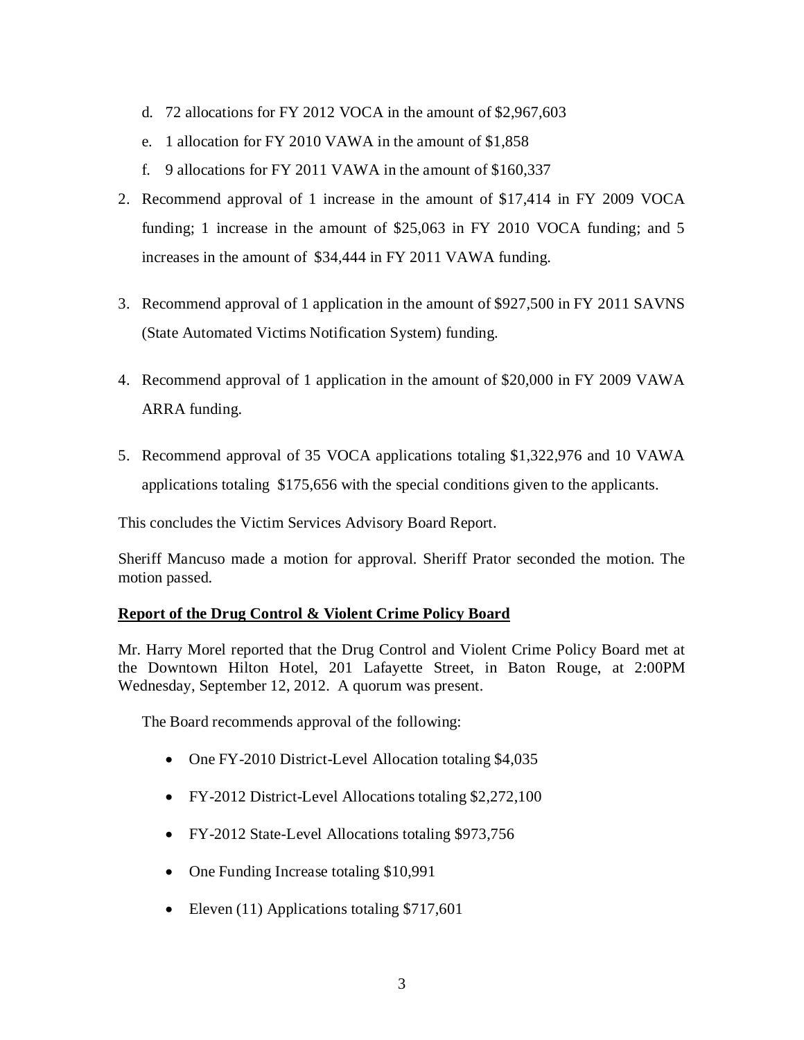d. 72 allocations for FY 2012 VOCA in the amount of $2,967,603
e. 1 allocation for FY 2010 VAWA in the amount of $1,858
f. 9 allocations for FY 2011 VAWA in the amount of $160,337

2. Recommend approval of 1 increase in the amount of $17,414 in FY 2009 VOCA funding; 1 increase in the amount of $25,063 in FY 2010 VOCA funding; and 5 increases in the amount of $34,444 in FY 2011 VAWA funding.

3. Recommend approval of 1 application in the amount of $927,500 in FY 2011 SAVNS (State Automated Victims Notification System) funding.

4. Recommend approval of 1 application in the amount of $20,000 in FY 2009 VAWA ARRA funding.

5. Recommend approval of 35 VOCA applications totaling $1,322,976 and 10 VAWA applications totaling $175,656 with the special conditions given to the applicants.

This concludes the Victim Services Advisory Board Report.

Sheriff Mancuso made a motion for approval. Sheriff Prator seconded the motion. The motion passed.

**Report of the Drug Control & Violent Crime Policy Board**

Mr. Harry Morel reported that the Drug Control and Violent Crime Policy Board met at the Downtown Hilton Hotel, 201 Lafayette Street, in Baton Rouge, at 2:00PM Wednesday, September 12, 2012. A quorum was present.

The Board recommends approval of the following:

- One FY-2010 District-Level Allocation totaling $4,035
- FY-2012 District-Level Allocations totaling $2,272,100
- FY-2012 State-Level Allocations totaling $973,756
- One Funding Increase totaling $10,991
- Eleven (11) Applications totaling $717,601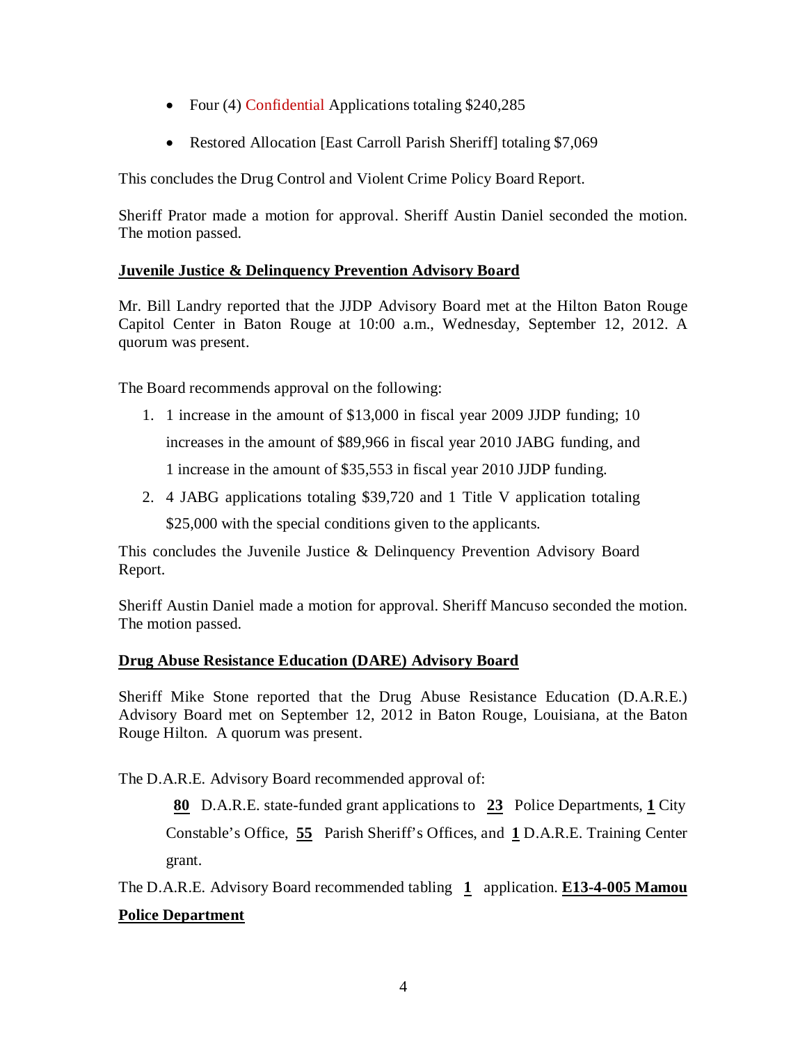- Four (4) Confidential Applications totaling $240,285
- Restored Allocation [East Carroll Parish Sheriff] totaling $7,069

This concludes the Drug Control and Violent Crime Policy Board Report.

Sheriff Prator made a motion for approval. Sheriff Austin Daniel seconded the motion. The motion passed.

**Juvenile Justice & Delinquency Prevention Advisory Board**

Mr. Bill Landry reported that the JJDP Advisory Board met at the Hilton Baton Rouge Capitol Center in Baton Rouge at 10:00 a.m., Wednesday, September 12, 2012. A quorum was present.

The Board recommends approval on the following:

1. 1 increase in the amount of $13,000 in fiscal year 2009 JJDP funding; 10 increases in the amount of $89,966 in fiscal year 2010 JABG funding, and 1 increase in the amount of $35,553 in fiscal year 2010 JJDP funding.
2. 4 JABG applications totaling $39,720 and 1 Title V application totaling $25,000 with the special conditions given to the applicants.

This concludes the Juvenile Justice & Delinquency Prevention Advisory Board Report.

Sheriff Austin Daniel made a motion for approval. Sheriff Mancuso seconded the motion. The motion passed.

**Drug Abuse Resistance Education (DARE) Advisory Board**

Sheriff Mike Stone reported that the Drug Abuse Resistance Education (D.A.R.E.) Advisory Board met on September 12, 2012 in Baton Rouge, Louisiana, at the Baton Rouge Hilton. A quorum was present.

The D.A.R.E. Advisory Board recommended approval of:

**80** D.A.R.E. state-funded grant applications to **23** Police Departments, **1** City Constable's Office, **55** Parish Sheriff's Offices, and **1** D.A.R.E. Training Center grant.

The D.A.R.E. Advisory Board recommended tabling **1** application. **E13-4-005 Mamou Police Department**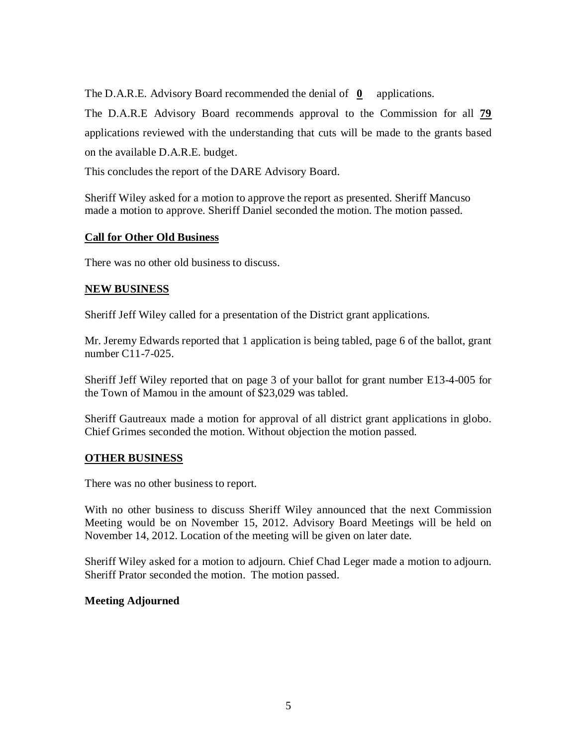The D.A.R.E. Advisory Board recommended the denial of **0** applications.

The D.A.R.E Advisory Board recommends approval to the Commission for all **79** applications reviewed with the understanding that cuts will be made to the grants based on the available D.A.R.E. budget.

This concludes the report of the DARE Advisory Board.

Sheriff Wiley asked for a motion to approve the report as presented. Sheriff Mancuso made a motion to approve. Sheriff Daniel seconded the motion. The motion passed.

**Call for Other Old Business**

There was no other old business to discuss.

**NEW BUSINESS**

Sheriff Jeff Wiley called for a presentation of the District grant applications.

Mr. Jeremy Edwards reported that 1 application is being tabled, page 6 of the ballot, grant number C11-7-025.

Sheriff Jeff Wiley reported that on page 3 of your ballot for grant number E13-4-005 for the Town of Mamou in the amount of $23,029 was tabled.

Sheriff Gautreaux made a motion for approval of all district grant applications in globo. Chief Grimes seconded the motion. Without objection the motion passed.

**OTHER BUSINESS**

There was no other business to report.

With no other business to discuss Sheriff Wiley announced that the next Commission Meeting would be on November 15, 2012. Advisory Board Meetings will be held on November 14, 2012. Location of the meeting will be given on later date.

Sheriff Wiley asked for a motion to adjourn. Chief Chad Leger made a motion to adjourn. Sheriff Prator seconded the motion. The motion passed.

**Meeting Adjourned**